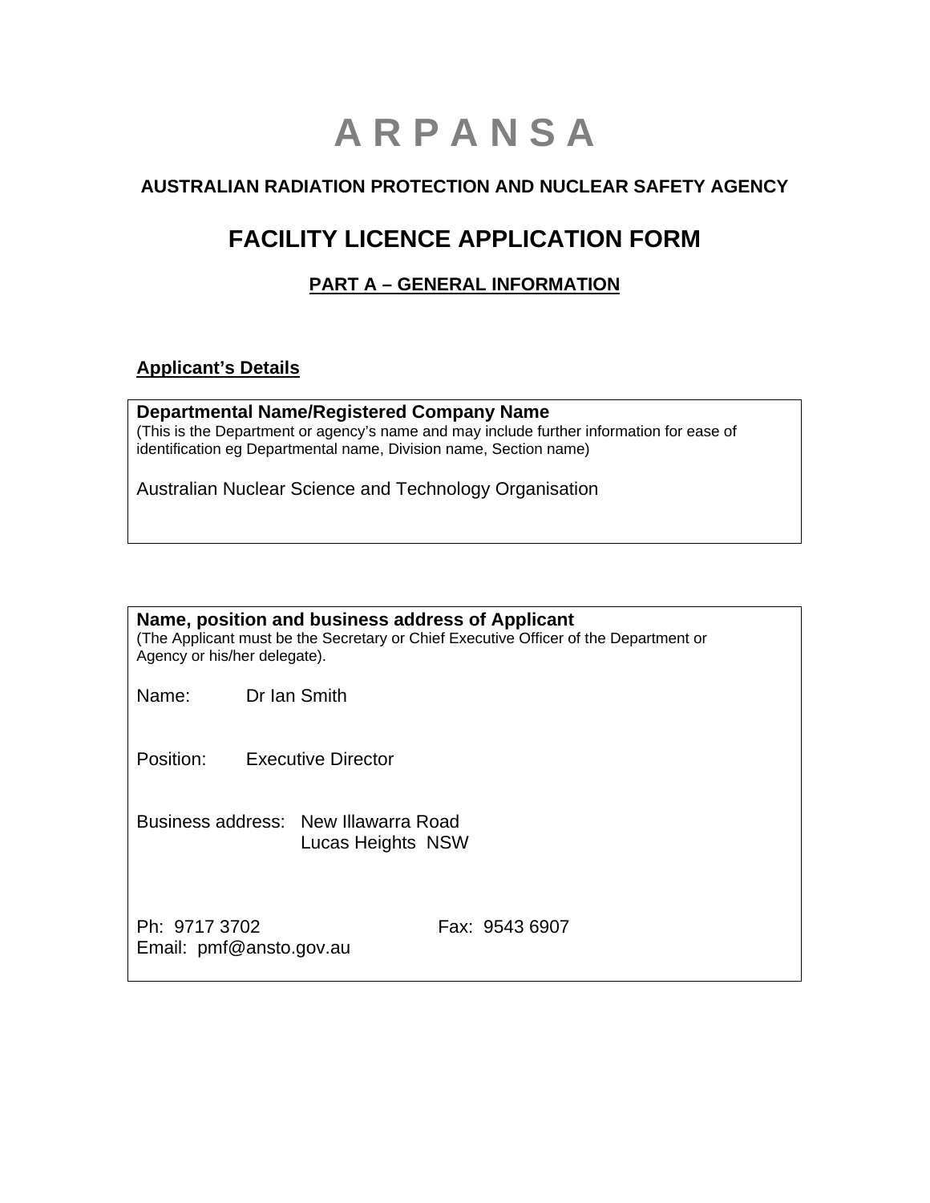# A R P A N S A

## AUSTRALIAN RADIATION PROTECTION AND NUCLEAR SAFETY AGENCY

## FACILITY LICENCE APPLICATION FORM

### PART A – GENERAL INFORMATION

**Applicant's Details**

**Departmental Name/Registered Company Name**
(This is the Department or agency's name and may include further information for ease of identification eg Departmental name, Division name, Section name)

Australian Nuclear Science and Technology Organisation

**Name, position and business address of Applicant**
(The Applicant must be the Secretary or Chief Executive Officer of the Department or Agency or his/her delegate).

Name: Dr Ian Smith

Position: Executive Director

Business address: New Illawarra Road
Lucas Heights NSW

Ph: 9717 3702 Fax: 9543 6907
Email: pmf@ansto.gov.au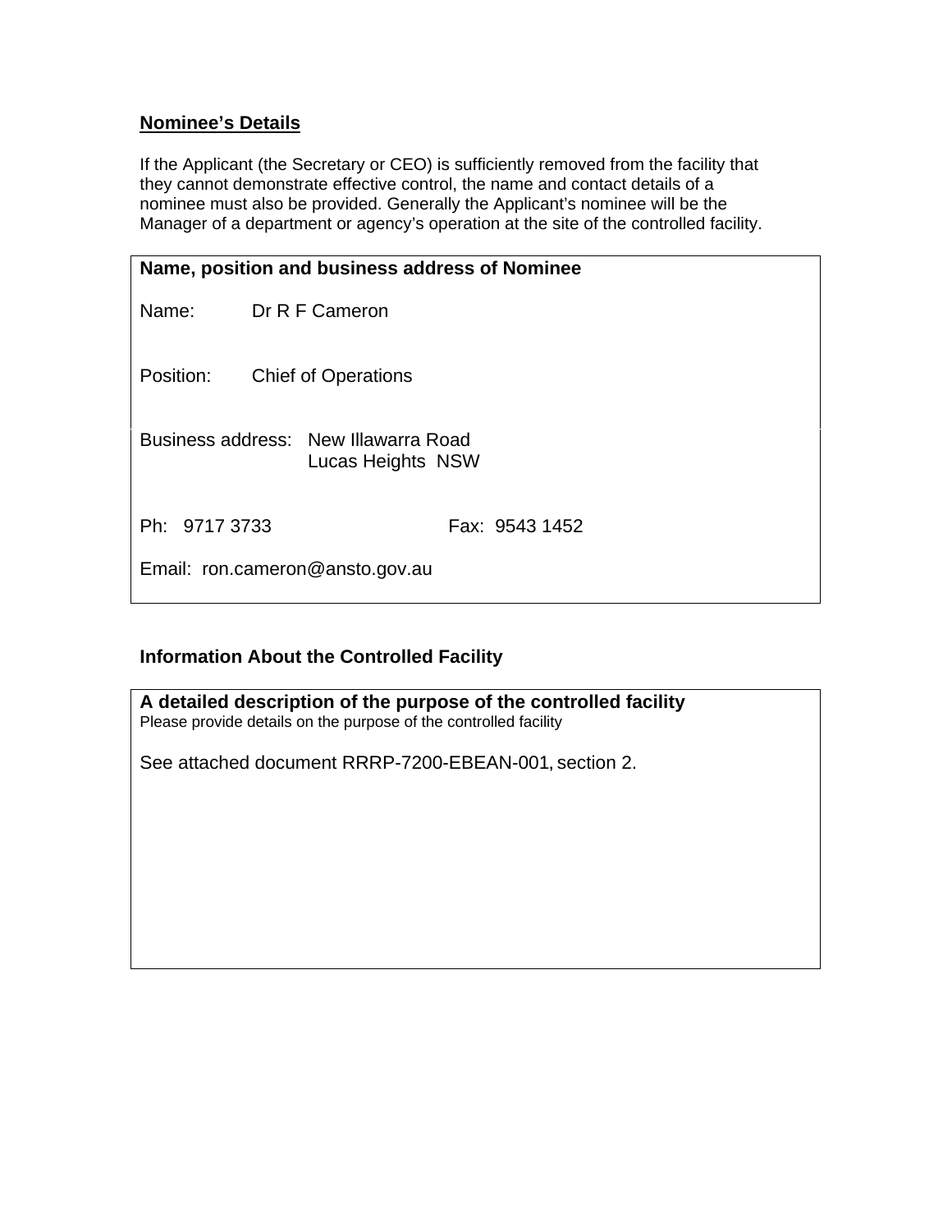## Nominee's Details

If the Applicant (the Secretary or CEO) is sufficiently removed from the facility that they cannot demonstrate effective control, the name and contact details of a nominee must also be provided. Generally the Applicant's nominee will be the Manager of a department or agency's operation at the site of the controlled facility.

**Name, position and business address of Nominee**

Name: Dr R F Cameron

Position: Chief of Operations

Business address: New Illawarra Road
Lucas Heights NSW

Ph: 9717 3733 Fax: 9543 1452

Email: ron.cameron@ansto.gov.au

## Information About the Controlled Facility

**A detailed description of the purpose of the controlled facility**
Please provide details on the purpose of the controlled facility

See attached document RRRP-7200-EBEAN-001, section 2.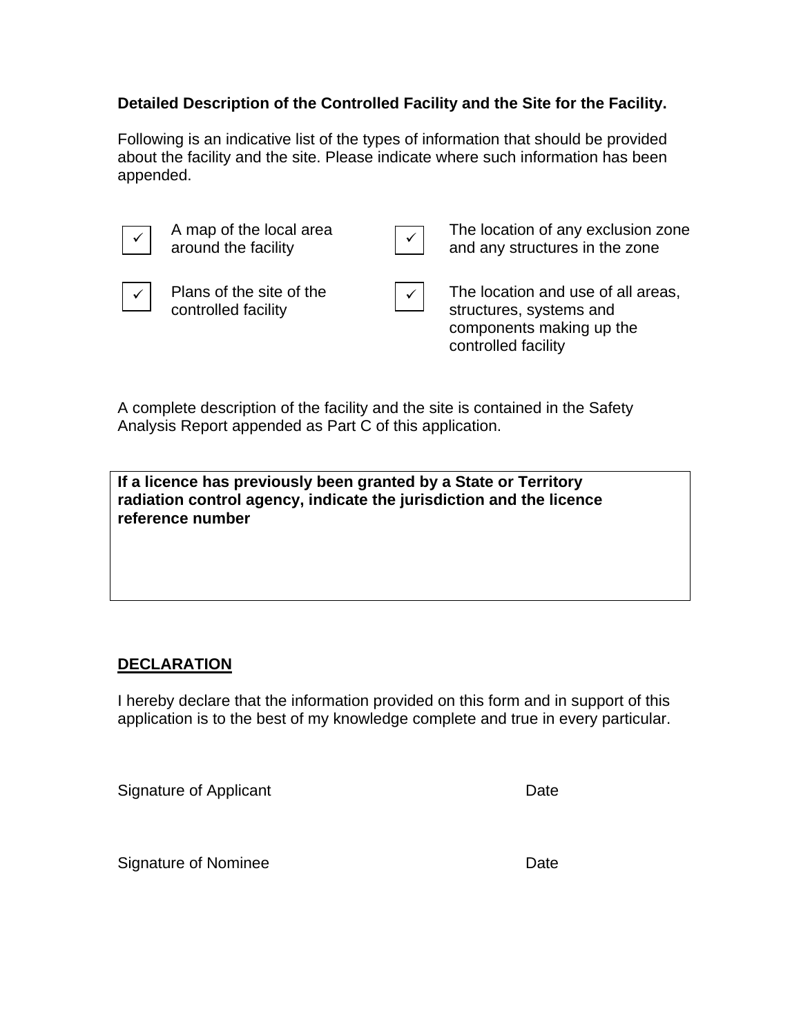**Detailed Description of the Controlled Facility and the Site for the Facility.**

Following is an indicative list of the types of information that should be provided about the facility and the site. Please indicate where such information has been appended.

- [x] A map of the local area around the facility
- [x] Plans of the site of the controlled facility
- [x] The location of any exclusion zone and any structures in the zone
- [x] The location and use of all areas, structures, systems and components making up the controlled facility

A complete description of the facility and the site is contained in the Safety Analysis Report appended as Part C of this application.

| **If a licence has previously been granted by a State or Territory radiation control agency, indicate the jurisdiction and the licence reference number** |
|---|
| |

## DECLARATION

I hereby declare that the information provided on this form and in support of this application is to the best of my knowledge complete and true in every particular.

Signature of Applicant                    Date

Signature of Nominee                    Date